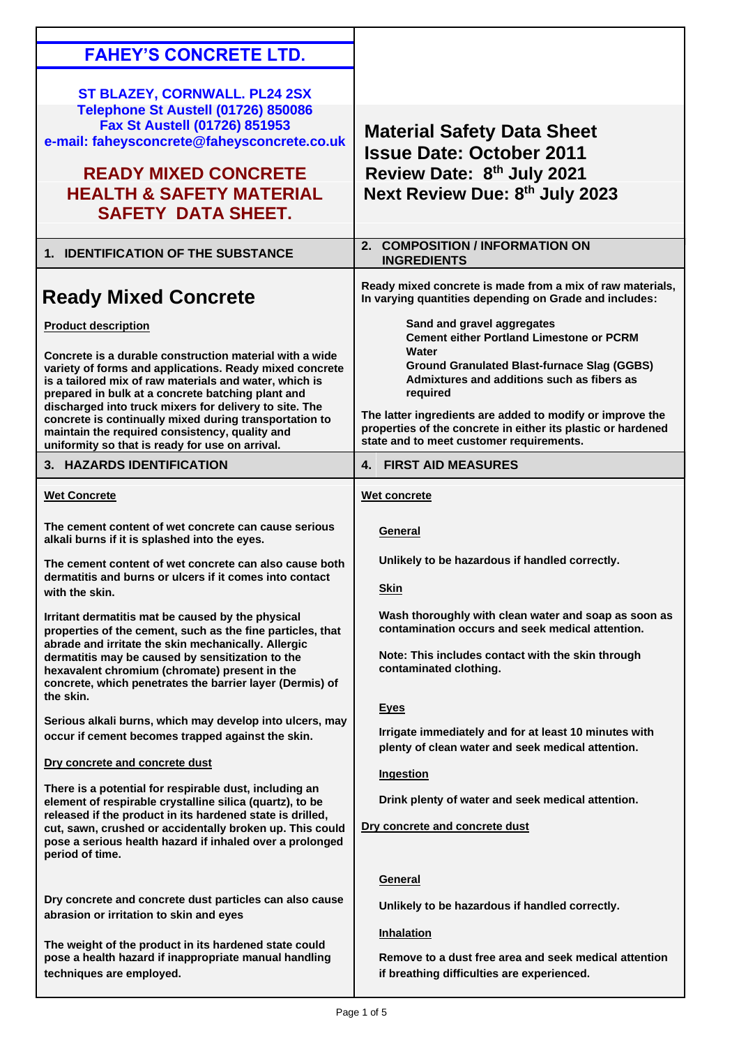# FAHEY'S CONCRETE LTD.

**ST BLAZEY, CORNWALL. PL24 2SX**
**Telephone St Austell (01726) 850086**
**Fax St Austell (01726) 851953**
**e-mail: faheysconcrete@faheysconcrete.co.uk**

## READY MIXED CONCRETE HEALTH & SAFETY MATERIAL SAFETY DATA SHEET.

**Material Safety Data Sheet**
**Issue Date: October 2011**
**Review Date: 8th July 2021**
**Next Review Due: 8th July 2023**

## 1. IDENTIFICATION OF THE SUBSTANCE

### Ready Mixed Concrete

**Product description**

**Concrete is a durable construction material with a wide variety of forms and applications. Ready mixed concrete is a tailored mix of raw materials and water, which is prepared in bulk at a concrete batching plant and discharged into truck mixers for delivery to site. The concrete is continually mixed during transportation to maintain the required consistency, quality and uniformity so that is ready for use on arrival.**

## 2. COMPOSITION / INFORMATION ON INGREDIENTS

**Ready mixed concrete is made from a mix of raw materials, In varying quantities depending on Grade and includes:**

- **Sand and gravel aggregates**
- **Cement either Portland Limestone or PCRM**
- **Water**
- **Ground Granulated Blast-furnace Slag (GGBS)**
- **Admixtures and additions such as fibers as required**

**The latter ingredients are added to modify or improve the properties of the concrete in either its plastic or hardened state and to meet customer requirements.**

## 3. HAZARDS IDENTIFICATION

**Wet Concrete**

**The cement content of wet concrete can cause serious alkali burns if it is splashed into the eyes.**

**The cement content of wet concrete can also cause both dermatitis and burns or ulcers if it comes into contact with the skin.**

**Irritant dermatitis mat be caused by the physical properties of the cement, such as the fine particles, that abrade and irritate the skin mechanically. Allergic dermatitis may be caused by sensitization to the hexavalent chromium (chromate) present in the concrete, which penetrates the barrier layer (Dermis) of the skin.**

**Serious alkali burns, which may develop into ulcers, may occur if cement becomes trapped against the skin.**

**Dry concrete and concrete dust**

**There is a potential for respirable dust, including an element of respirable crystalline silica (quartz), to be released if the product in its hardened state is drilled, cut, sawn, crushed or accidentally broken up. This could pose a serious health hazard if inhaled over a prolonged period of time.**

**Dry concrete and concrete dust particles can also cause abrasion or irritation to skin and eyes**

**The weight of the product in its hardened state could pose a health hazard if inappropriate manual handling techniques are employed.**

## 4. FIRST AID MEASURES

**Wet concrete**

**General**

**Unlikely to be hazardous if handled correctly.**

**Skin**

**Wash thoroughly with clean water and soap as soon as contamination occurs and seek medical attention.**

**Note: This includes contact with the skin through contaminated clothing.**

**Eyes**

**Irrigate immediately and for at least 10 minutes with plenty of clean water and seek medical attention.**

**Ingestion**

**Drink plenty of water and seek medical attention.**

**Dry concrete and concrete dust**

**General**

**Unlikely to be hazardous if handled correctly.**

**Inhalation**

**Remove to a dust free area and seek medical attention if breathing difficulties are experienced.**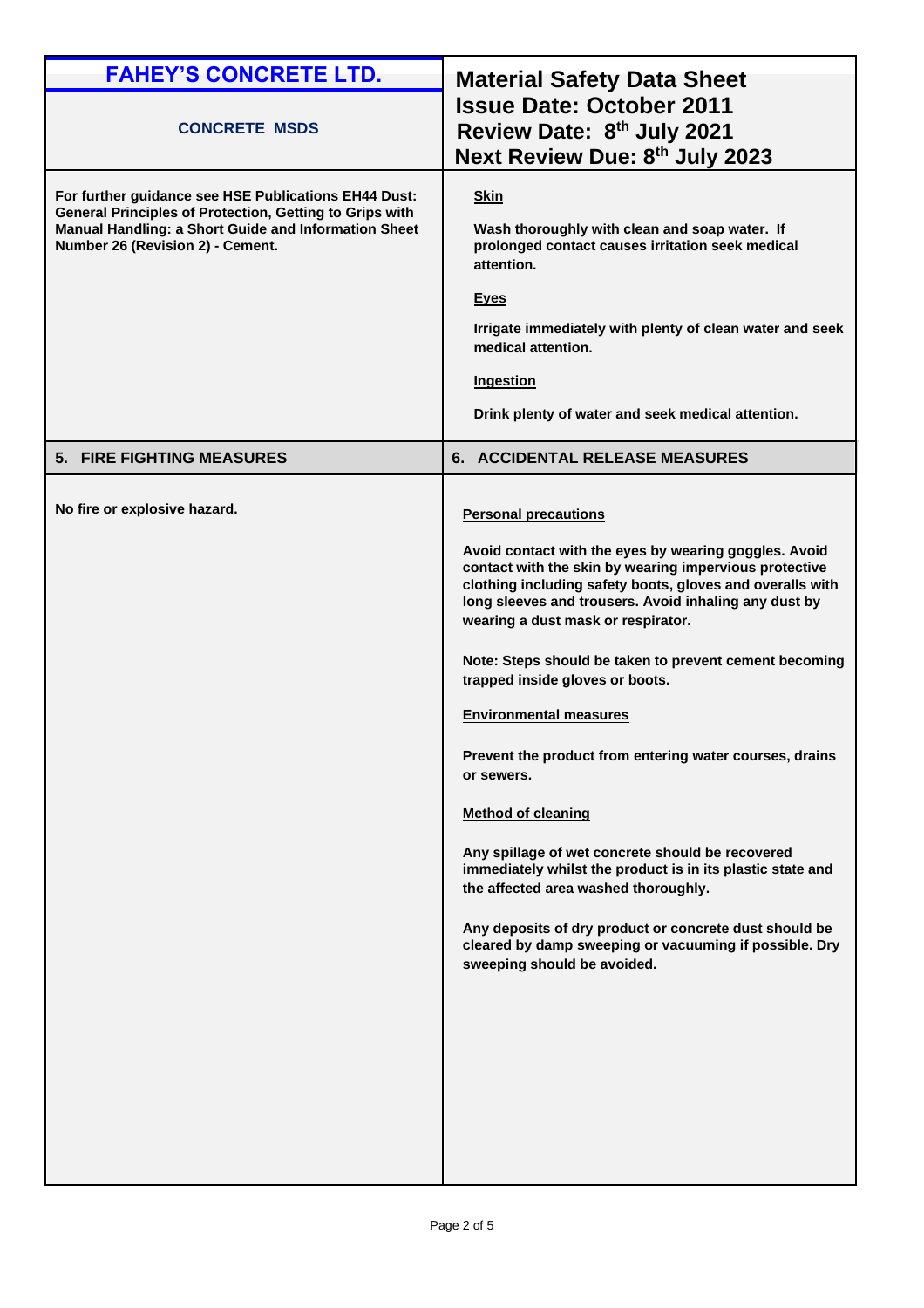**FAHEY'S CONCRETE LTD.**

**CONCRETE MSDS**

**Material Safety Data Sheet**
**Issue Date: October 2011**
**Review Date: 8th July 2021**
**Next Review Due: 8th July 2023**

**For further guidance see HSE Publications EH44 Dust: General Principles of Protection, Getting to Grips with Manual Handling: a Short Guide and Information Sheet Number 26 (Revision 2) - Cement.**

**Skin**

**Wash thoroughly with clean and soap water. If prolonged contact causes irritation seek medical attention.**

**Eyes**

**Irrigate immediately with plenty of clean water and seek medical attention.**

**Ingestion**

**Drink plenty of water and seek medical attention.**

## 5. FIRE FIGHTING MEASURES

**No fire or explosive hazard.**

## 6. ACCIDENTAL RELEASE MEASURES

**Personal precautions**

**Avoid contact with the eyes by wearing goggles. Avoid contact with the skin by wearing impervious protective clothing including safety boots, gloves and overalls with long sleeves and trousers. Avoid inhaling any dust by wearing a dust mask or respirator.**

**Note: Steps should be taken to prevent cement becoming trapped inside gloves or boots.**

**Environmental measures**

**Prevent the product from entering water courses, drains or sewers.**

**Method of cleaning**

**Any spillage of wet concrete should be recovered immediately whilst the product is in its plastic state and the affected area washed thoroughly.**

**Any deposits of dry product or concrete dust should be cleared by damp sweeping or vacuuming if possible. Dry sweeping should be avoided.**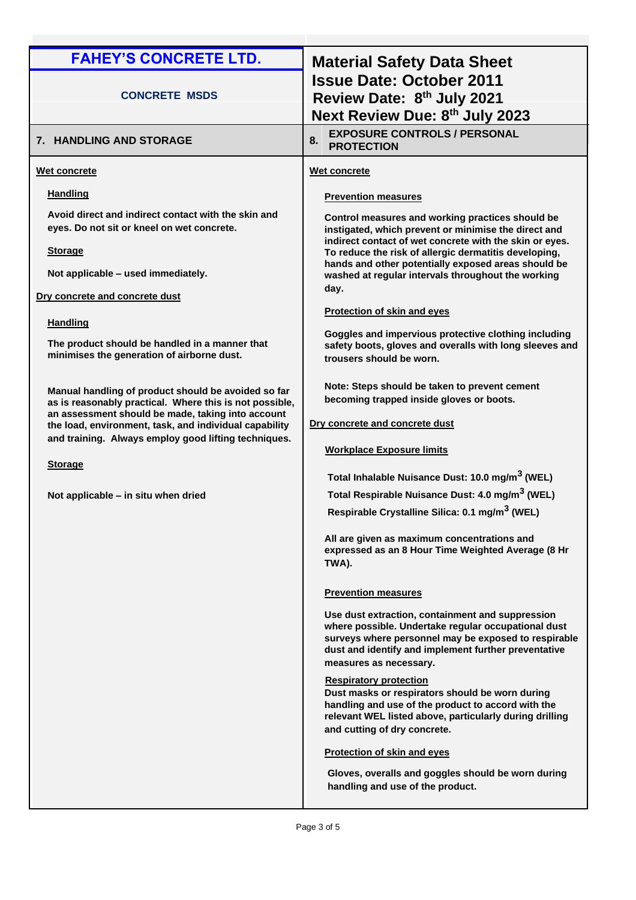**FAHEY'S CONCRETE LTD.**

**CONCRETE MSDS**

**Material Safety Data Sheet**
**Issue Date: October 2011**
**Review Date: 8th July 2021**
**Next Review Due: 8th July 2023**

## 7. HANDLING AND STORAGE

### Wet concrete

**Handling**

Avoid direct and indirect contact with the skin and eyes. Do not sit or kneel on wet concrete.

**Storage**

Not applicable – used immediately.

### Dry concrete and concrete dust

**Handling**

The product should be handled in a manner that minimises the generation of airborne dust.

Manual handling of product should be avoided so far as is reasonably practical. Where this is not possible, an assessment should be made, taking into account the load, environment, task, and individual capability and training. Always employ good lifting techniques.

**Storage**

Not applicable – in situ when dried

## 8. EXPOSURE CONTROLS / PERSONAL PROTECTION

### Wet concrete

**Prevention measures**

Control measures and working practices should be instigated, which prevent or minimise the direct and indirect contact of wet concrete with the skin or eyes. To reduce the risk of allergic dermatitis developing, hands and other potentially exposed areas should be washed at regular intervals throughout the working day.

**Protection of skin and eyes**

Goggles and impervious protective clothing including safety boots, gloves and overalls with long sleeves and trousers should be worn.

Note: Steps should be taken to prevent cement becoming trapped inside gloves or boots.

### Dry concrete and concrete dust

**Workplace Exposure limits**

Total Inhalable Nuisance Dust: 10.0 $mg/m^3$ (WEL)

Total Respirable Nuisance Dust: 4.0 $mg/m^3$ (WEL)

Respirable Crystalline Silica: 0.1 $mg/m^3$ (WEL)

All are given as maximum concentrations and expressed as an 8 Hour Time Weighted Average (8 Hr TWA).

**Prevention measures**

Use dust extraction, containment and suppression where possible. Undertake regular occupational dust surveys where personnel may be exposed to respirable dust and identify and implement further preventative measures as necessary.

**Respiratory protection**

Dust masks or respirators should be worn during handling and use of the product to accord with the relevant WEL listed above, particularly during drilling and cutting of dry concrete.

**Protection of skin and eyes**

Gloves, overalls and goggles should be worn during handling and use of the product.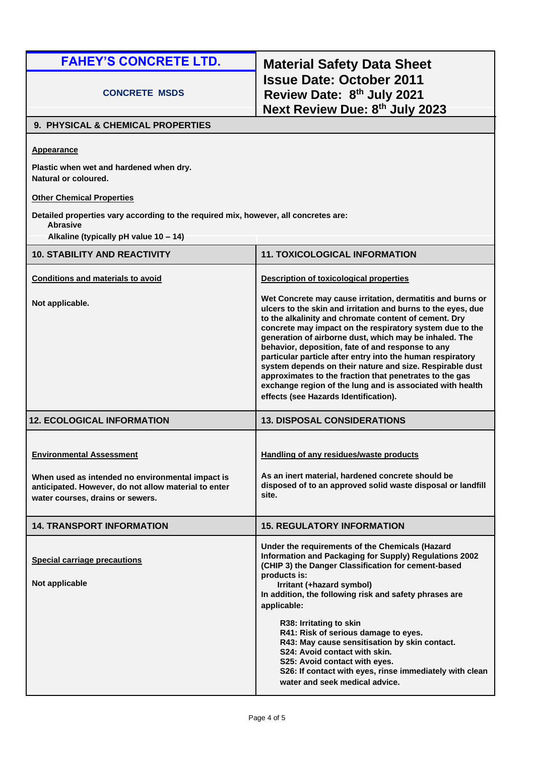| FAHEY'S CONCRETE LTD. | Material Safety Data Sheet |
| --- | --- |
| CONCRETE MSDS | Issue Date: October 2011<br>Review Date: 8th July 2021<br>Next Review Due: 8th July 2023 |

## 9. PHYSICAL & CHEMICAL PROPERTIES

**Appearance**

**Plastic when wet and hardened when dry.**
**Natural or coloured.**

**Other Chemical Properties**

**Detailed properties vary according to the required mix, however, all concretes are:**

- **Abrasive**
- **Alkaline (typically pH value 10 – 14)**

## 10. STABILITY AND REACTIVITY

**Conditions and materials to avoid**

**Not applicable.**

## 11. TOXICOLOGICAL INFORMATION

**Description of toxicological properties**

**Wet Concrete may cause irritation, dermatitis and burns or ulcers to the skin and irritation and burns to the eyes, due to the alkalinity and chromate content of cement. Dry concrete may impact on the respiratory system due to the generation of airborne dust, which may be inhaled. The behavior, deposition, fate of and response to any particular particle after entry into the human respiratory system depends on their nature and size. Respirable dust approximates to the fraction that penetrates to the gas exchange region of the lung and is associated with health effects (see Hazards Identification).**

## 12. ECOLOGICAL INFORMATION

**Environmental Assessment**

**When used as intended no environmental impact is anticipated. However, do not allow material to enter water courses, drains or sewers.**

## 13. DISPOSAL CONSIDERATIONS

**Handling of any residues/waste products**

**As an inert material, hardened concrete should be disposed of to an approved solid waste disposal or landfill site.**

## 14. TRANSPORT INFORMATION

**Special carriage precautions**

**Not applicable**

## 15. REGULATORY INFORMATION

**Under the requirements of the Chemicals (Hazard Information and Packaging for Supply) Regulations 2002 (CHIP 3) the Danger Classification for cement-based products is:**

**Irritant (+hazard symbol)**

**In addition, the following risk and safety phrases are applicable:**

- **R38: Irritating to skin**
- **R41: Risk of serious damage to eyes.**
- **R43: May cause sensitisation by skin contact.**
- **S24: Avoid contact with skin.**
- **S25: Avoid contact with eyes.**
- **S26: If contact with eyes, rinse immediately with clean water and seek medical advice.**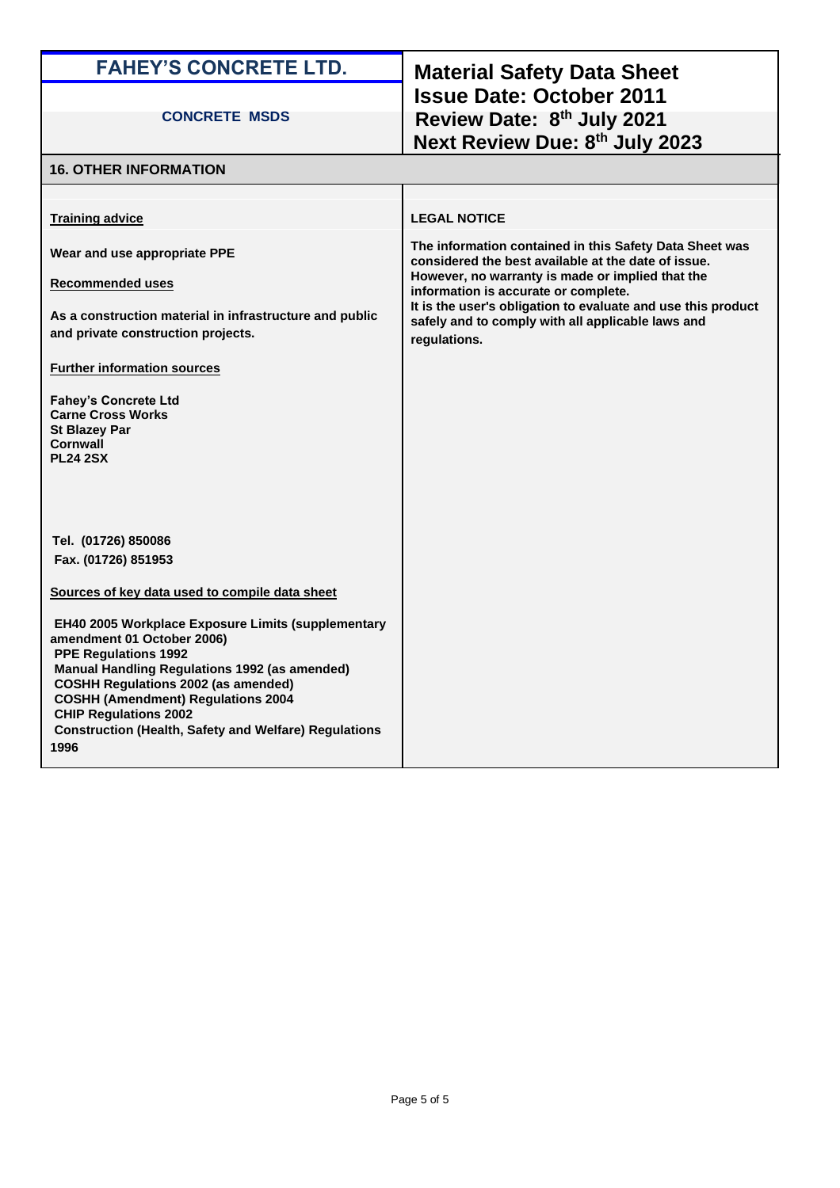**FAHEY'S CONCRETE LTD.**

**CONCRETE MSDS**

**Material Safety Data Sheet**
**Issue Date: October 2011**
**Review Date: 8th July 2021**
**Next Review Due: 8th July 2023**

## 16. OTHER INFORMATION

**Training advice**

**Wear and use appropriate PPE**

**Recommended uses**

**As a construction material in infrastructure and public and private construction projects.**

**Further information sources**

**Fahey's Concrete Ltd**
**Carne Cross Works**
**St Blazey Par**
**Cornwall**
**PL24 2SX**

**Tel. (01726) 850086**
**Fax. (01726) 851953**

**Sources of key data used to compile data sheet**

**EH40 2005 Workplace Exposure Limits (supplementary amendment 01 October 2006)**
**PPE Regulations 1992**
**Manual Handling Regulations 1992 (as amended)**
**COSHH Regulations 2002 (as amended)**
**COSHH (Amendment) Regulations 2004**
**CHIP Regulations 2002**
**Construction (Health, Safety and Welfare) Regulations 1996**

**LEGAL NOTICE**

**The information contained in this Safety Data Sheet was considered the best available at the date of issue. However, no warranty is made or implied that the information is accurate or complete.**
**It is the user's obligation to evaluate and use this product safely and to comply with all applicable laws and regulations.**